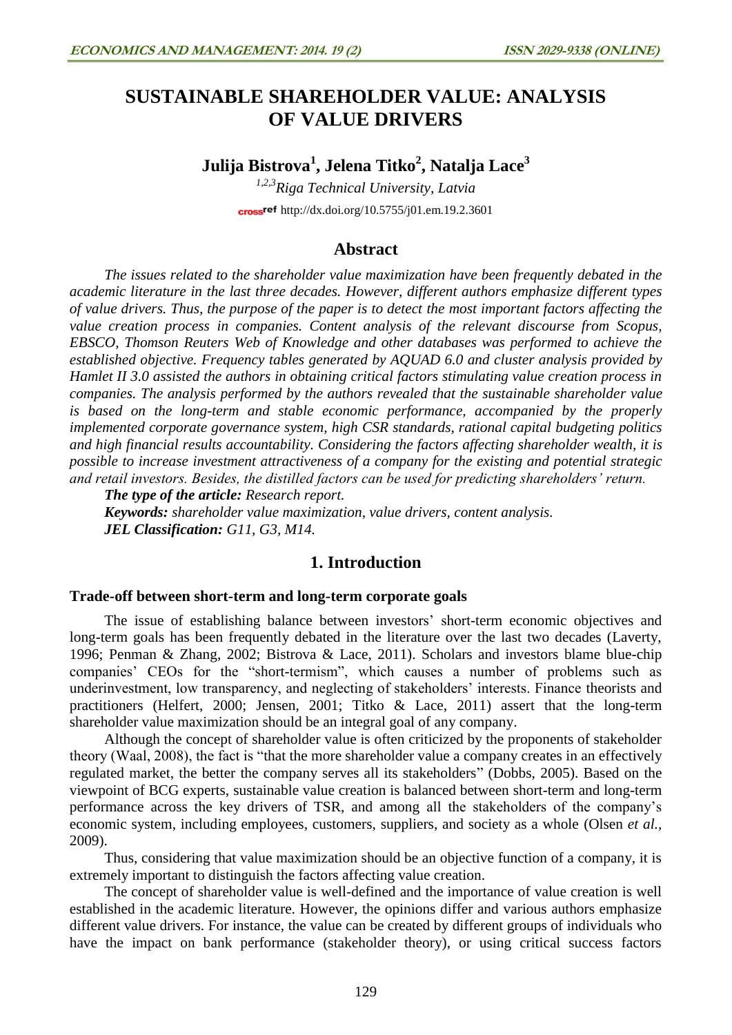# SUSTAINABLE SHAREHOLDER VALUE: ANALYSIS OF VALUE DRIVERS

**Julija Bistrova[1], Jelena Titko[2], Natalja Lace[3]**

*[1,2,3]Riga Technical University, Latvia*

http://dx.doi.org/10.5755/j01.em.19.2.3601

## Abstract

*The issues related to the shareholder value maximization have been frequently debated in the academic literature in the last three decades. However, different authors emphasize different types of value drivers. Thus, the purpose of the paper is to detect the most important factors affecting the value creation process in companies. Content analysis of the relevant discourse from Scopus, EBSCO, Thomson Reuters Web of Knowledge and other databases was performed to achieve the established objective. Frequency tables generated by AQUAD 6.0 and cluster analysis provided by Hamlet II 3.0 assisted the authors in obtaining critical factors stimulating value creation process in companies. The analysis performed by the authors revealed that the sustainable shareholder value is based on the long-term and stable economic performance, accompanied by the properly implemented corporate governance system, high CSR standards, rational capital budgeting politics and high financial results accountability. Considering the factors affecting shareholder wealth, it is possible to increase investment attractiveness of a company for the existing and potential strategic and retail investors. Besides, the distilled factors can be used for predicting shareholders' return.*

***The type of the article:*** *Research report.*

***Keywords:*** *shareholder value maximization, value drivers, content analysis.*

***JEL Classification:*** *G11, G3, M14.*

## 1. Introduction

### Trade-off between short-term and long-term corporate goals

The issue of establishing balance between investors' short-term economic objectives and long-term goals has been frequently debated in the literature over the last two decades (Laverty, 1996; Penman & Zhang, 2002; Bistrova & Lace, 2011). Scholars and investors blame blue-chip companies' CEOs for the "short-termism", which causes a number of problems such as underinvestment, low transparency, and neglecting of stakeholders' interests. Finance theorists and practitioners (Helfert, 2000; Jensen, 2001; Titko & Lace, 2011) assert that the long-term shareholder value maximization should be an integral goal of any company.

Although the concept of shareholder value is often criticized by the proponents of stakeholder theory (Waal, 2008), the fact is "that the more shareholder value a company creates in an effectively regulated market, the better the company serves all its stakeholders" (Dobbs, 2005). Based on the viewpoint of BCG experts, sustainable value creation is balanced between short-term and long-term performance across the key drivers of TSR, and among all the stakeholders of the company's economic system, including employees, customers, suppliers, and society as a whole (Olsen *et al.*, 2009).

Thus, considering that value maximization should be an objective function of a company, it is extremely important to distinguish the factors affecting value creation.

The concept of shareholder value is well-defined and the importance of value creation is well established in the academic literature. However, the opinions differ and various authors emphasize different value drivers. For instance, the value can be created by different groups of individuals who have the impact on bank performance (stakeholder theory), or using critical success factors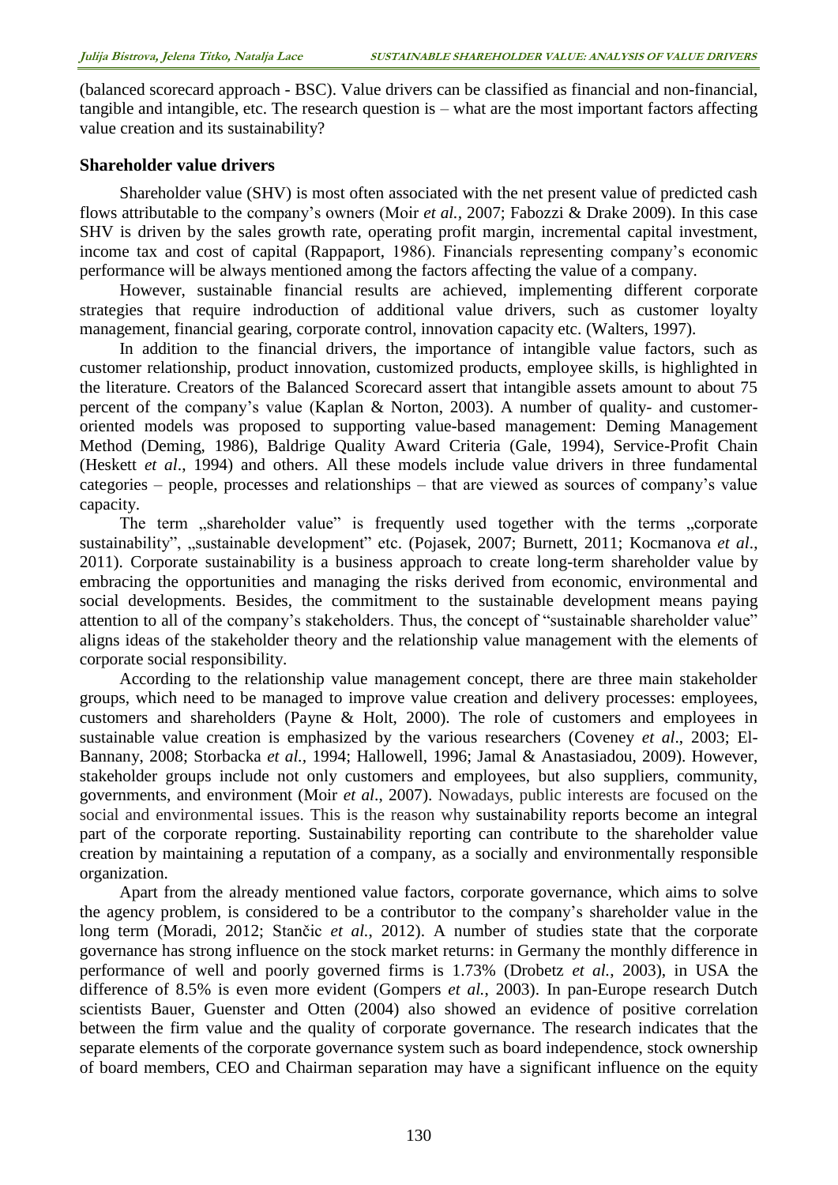(balanced scorecard approach - BSC). Value drivers can be classified as financial and non-financial, tangible and intangible, etc. The research question is – what are the most important factors affecting value creation and its sustainability?

## Shareholder value drivers

Shareholder value (SHV) is most often associated with the net present value of predicted cash flows attributable to the company's owners (Moir *et al.*, 2007; Fabozzi & Drake 2009). In this case SHV is driven by the sales growth rate, operating profit margin, incremental capital investment, income tax and cost of capital (Rappaport, 1986). Financials representing company's economic performance will be always mentioned among the factors affecting the value of a company.

However, sustainable financial results are achieved, implementing different corporate strategies that require indroduction of additional value drivers, such as customer loyalty management, financial gearing, corporate control, innovation capacity etc. (Walters, 1997).

In addition to the financial drivers, the importance of intangible value factors, such as customer relationship, product innovation, customized products, employee skills, is highlighted in the literature. Creators of the Balanced Scorecard assert that intangible assets amount to about 75 percent of the company's value (Kaplan & Norton, 2003). A number of quality- and customer-oriented models was proposed to supporting value-based management: Deming Management Method (Deming, 1986), Baldrige Quality Award Criteria (Gale, 1994), Service-Profit Chain (Heskett *et al*., 1994) and others. All these models include value drivers in three fundamental categories – people, processes and relationships – that are viewed as sources of company's value capacity.

The term „shareholder value" is frequently used together with the terms „corporate sustainability", „sustainable development" etc. (Pojasek, 2007; Burnett, 2011; Kocmanova *et al*., 2011). Corporate sustainability is a business approach to create long-term shareholder value by embracing the opportunities and managing the risks derived from economic, environmental and social developments. Besides, the commitment to the sustainable development means paying attention to all of the company's stakeholders. Thus, the concept of "sustainable shareholder value" aligns ideas of the stakeholder theory and the relationship value management with the elements of corporate social responsibility.

According to the relationship value management concept, there are three main stakeholder groups, which need to be managed to improve value creation and delivery processes: employees, customers and shareholders (Payne & Holt, 2000). The role of customers and employees in sustainable value creation is emphasized by the various researchers (Coveney *et al*., 2003; El-Bannany, 2008; Storbacka *et al.*, 1994; Hallowell, 1996; Jamal & Anastasiadou, 2009). However, stakeholder groups include not only customers and employees, but also suppliers, community, governments, and environment (Moir *et al*., 2007). Nowadays, public interests are focused on the social and environmental issues. This is the reason why sustainability reports become an integral part of the corporate reporting. Sustainability reporting can contribute to the shareholder value creation by maintaining a reputation of a company, as a socially and environmentally responsible organization.

Apart from the already mentioned value factors, corporate governance, which aims to solve the agency problem, is considered to be a contributor to the company's shareholder value in the long term (Moradi, 2012; Stančic *et al.*, 2012). A number of studies state that the corporate governance has strong influence on the stock market returns: in Germany the monthly difference in performance of well and poorly governed firms is 1.73% (Drobetz *et al.*, 2003), in USA the difference of 8.5% is even more evident (Gompers *et al.*, 2003). In pan-Europe research Dutch scientists Bauer, Guenster and Otten (2004) also showed an evidence of positive correlation between the firm value and the quality of corporate governance. The research indicates that the separate elements of the corporate governance system such as board independence, stock ownership of board members, CEO and Chairman separation may have a significant influence on the equity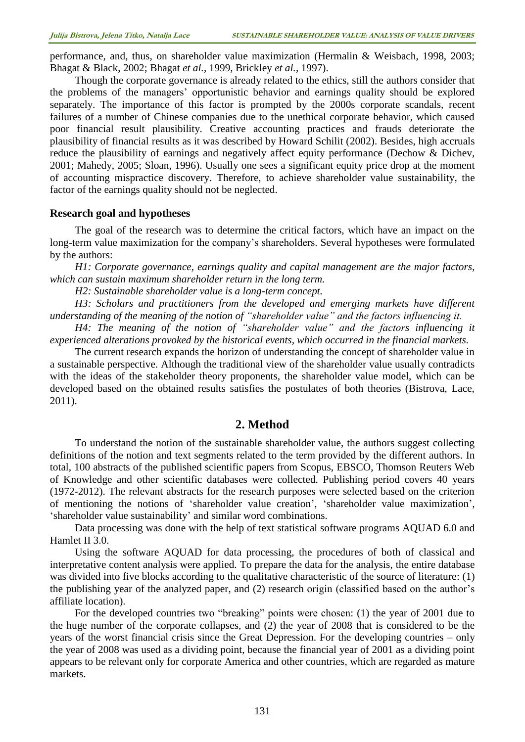performance, and, thus, on shareholder value maximization (Hermalin & Weisbach, 1998, 2003; Bhagat & Black, 2002; Bhagat *et al.*, 1999, Brickley *et al.*, 1997).

Though the corporate governance is already related to the ethics, still the authors consider that the problems of the managers' opportunistic behavior and earnings quality should be explored separately. The importance of this factor is prompted by the 2000s corporate scandals, recent failures of a number of Chinese companies due to the unethical corporate behavior, which caused poor financial result plausibility. Creative accounting practices and frauds deteriorate the plausibility of financial results as it was described by Howard Schilit (2002). Besides, high accruals reduce the plausibility of earnings and negatively affect equity performance (Dechow & Dichev, 2001; Mahedy, 2005; Sloan, 1996). Usually one sees a significant equity price drop at the moment of accounting mispractice discovery. Therefore, to achieve shareholder value sustainability, the factor of the earnings quality should not be neglected.

### Research goal and hypotheses

The goal of the research was to determine the critical factors, which have an impact on the long-term value maximization for the company's shareholders. Several hypotheses were formulated by the authors:

*H1: Corporate governance, earnings quality and capital management are the major factors, which can sustain maximum shareholder return in the long term.*

*H2: Sustainable shareholder value is a long-term concept.*

*H3: Scholars and practitioners from the developed and emerging markets have different understanding of the meaning of the notion of "shareholder value" and the factors influencing it.*

*H4: The meaning of the notion of "shareholder value" and the factors influencing it experienced alterations provoked by the historical events, which occurred in the financial markets.*

The current research expands the horizon of understanding the concept of shareholder value in a sustainable perspective. Although the traditional view of the shareholder value usually contradicts with the ideas of the stakeholder theory proponents, the shareholder value model, which can be developed based on the obtained results satisfies the postulates of both theories (Bistrova, Lace, 2011).

## 2. Method

To understand the notion of the sustainable shareholder value, the authors suggest collecting definitions of the notion and text segments related to the term provided by the different authors. In total, 100 abstracts of the published scientific papers from Scopus, EBSCO, Thomson Reuters Web of Knowledge and other scientific databases were collected. Publishing period covers 40 years (1972-2012). The relevant abstracts for the research purposes were selected based on the criterion of mentioning the notions of 'shareholder value creation', 'shareholder value maximization', 'shareholder value sustainability' and similar word combinations.

Data processing was done with the help of text statistical software programs AQUAD 6.0 and Hamlet II 3.0.

Using the software AQUAD for data processing, the procedures of both of classical and interpretative content analysis were applied. To prepare the data for the analysis, the entire database was divided into five blocks according to the qualitative characteristic of the source of literature: (1) the publishing year of the analyzed paper, and (2) research origin (classified based on the author's affiliate location).

For the developed countries two "breaking" points were chosen: (1) the year of 2001 due to the huge number of the corporate collapses, and (2) the year of 2008 that is considered to be the years of the worst financial crisis since the Great Depression. For the developing countries – only the year of 2008 was used as a dividing point, because the financial year of 2001 as a dividing point appears to be relevant only for corporate America and other countries, which are regarded as mature markets.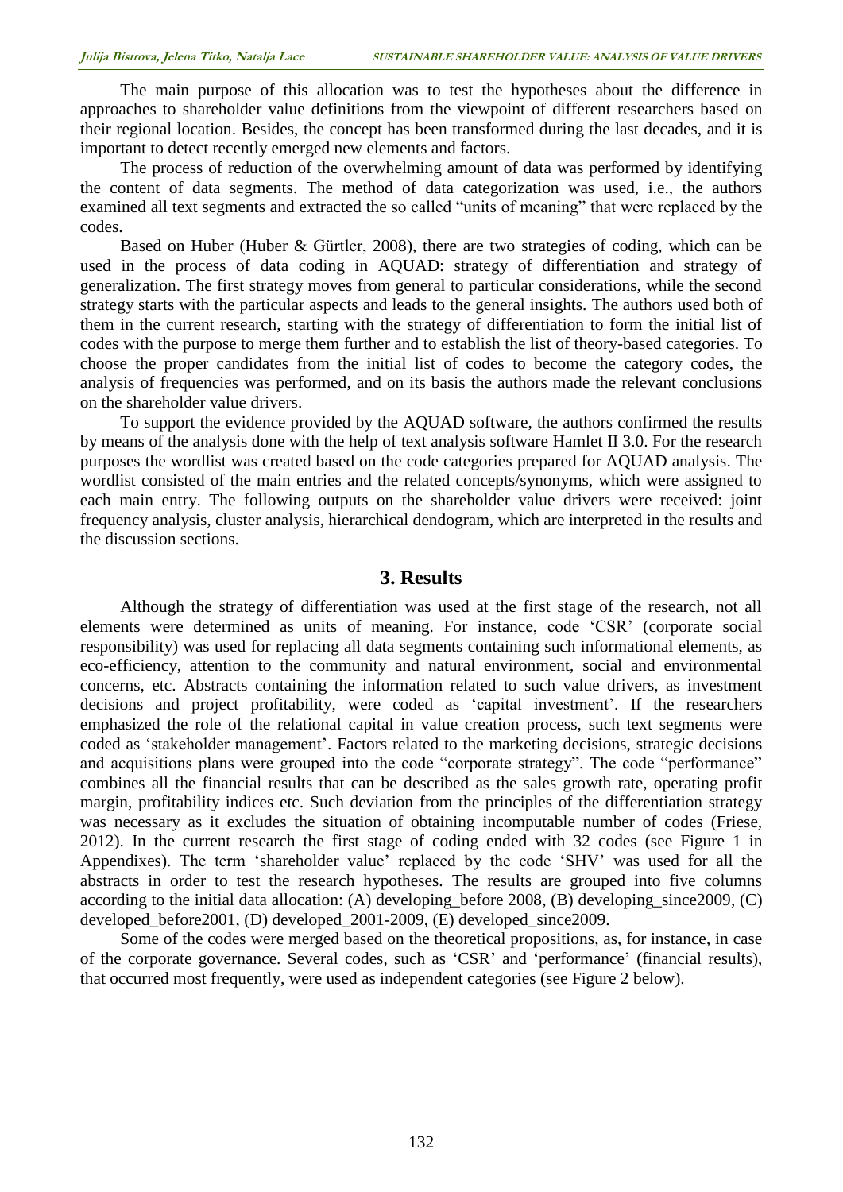The main purpose of this allocation was to test the hypotheses about the difference in approaches to shareholder value definitions from the viewpoint of different researchers based on their regional location. Besides, the concept has been transformed during the last decades, and it is important to detect recently emerged new elements and factors.

The process of reduction of the overwhelming amount of data was performed by identifying the content of data segments. The method of data categorization was used, i.e., the authors examined all text segments and extracted the so called "units of meaning" that were replaced by the codes.

Based on Huber (Huber & Gürtler, 2008), there are two strategies of coding, which can be used in the process of data coding in AQUAD: strategy of differentiation and strategy of generalization. The first strategy moves from general to particular considerations, while the second strategy starts with the particular aspects and leads to the general insights. The authors used both of them in the current research, starting with the strategy of differentiation to form the initial list of codes with the purpose to merge them further and to establish the list of theory-based categories. To choose the proper candidates from the initial list of codes to become the category codes, the analysis of frequencies was performed, and on its basis the authors made the relevant conclusions on the shareholder value drivers.

To support the evidence provided by the AQUAD software, the authors confirmed the results by means of the analysis done with the help of text analysis software Hamlet II 3.0. For the research purposes the wordlist was created based on the code categories prepared for AQUAD analysis. The wordlist consisted of the main entries and the related concepts/synonyms, which were assigned to each main entry. The following outputs on the shareholder value drivers were received: joint frequency analysis, cluster analysis, hierarchical dendogram, which are interpreted in the results and the discussion sections.

## 3. Results

Although the strategy of differentiation was used at the first stage of the research, not all elements were determined as units of meaning. For instance, code 'CSR' (corporate social responsibility) was used for replacing all data segments containing such informational elements, as eco-efficiency, attention to the community and natural environment, social and environmental concerns, etc. Abstracts containing the information related to such value drivers, as investment decisions and project profitability, were coded as 'capital investment'. If the researchers emphasized the role of the relational capital in value creation process, such text segments were coded as 'stakeholder management'. Factors related to the marketing decisions, strategic decisions and acquisitions plans were grouped into the code "corporate strategy". The code "performance" combines all the financial results that can be described as the sales growth rate, operating profit margin, profitability indices etc. Such deviation from the principles of the differentiation strategy was necessary as it excludes the situation of obtaining incomputable number of codes (Friese, 2012). In the current research the first stage of coding ended with 32 codes (see Figure 1 in Appendixes). The term 'shareholder value' replaced by the code 'SHV' was used for all the abstracts in order to test the research hypotheses. The results are grouped into five columns according to the initial data allocation: (A) developing_before 2008, (B) developing_since2009, (C) developed_before2001, (D) developed_2001-2009, (E) developed_since2009.

Some of the codes were merged based on the theoretical propositions, as, for instance, in case of the corporate governance. Several codes, such as 'CSR' and 'performance' (financial results), that occurred most frequently, were used as independent categories (see Figure 2 below).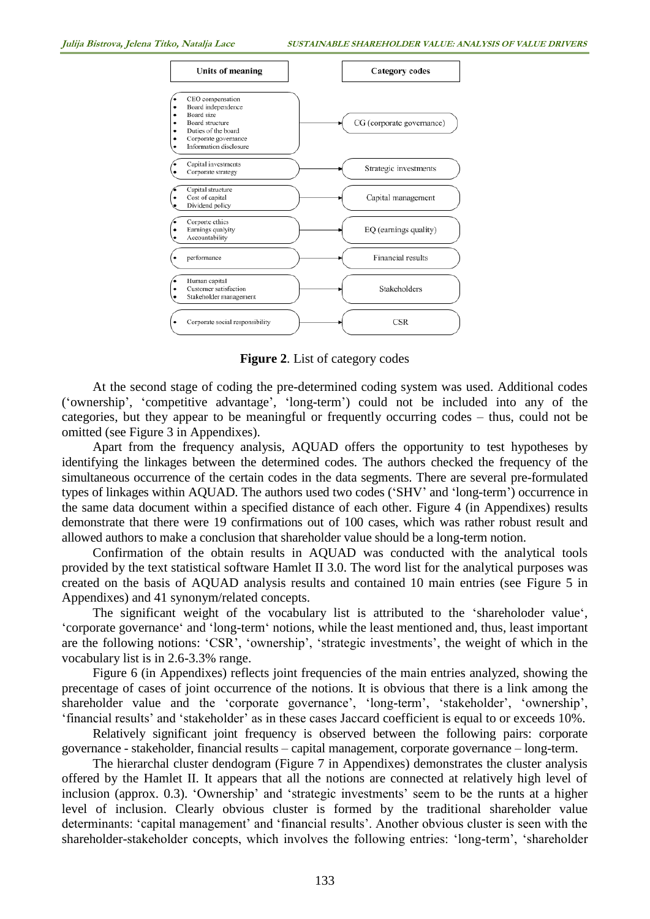| Units of meaning | Category codes |
|---|---|
| • CEO compensation<br>• Board independence<br>• Board size<br>• Board structure<br>• Duties of the board<br>• Corporate governance<br>• Information disclosure | CG (corporate governance) |
| • Capital investments<br>• Corporate strategy | Strategic investments |
| • Capital structure<br>• Cost of capital<br>• Dividend policy | Capital management |
| • Corporte ethics<br>• Earnings qualyity<br>• Accountability | EQ (earnings quality) |
| • performance | Financial results |
| • Human capital<br>• Customer satisfaction<br>• Stakeholder management | Stakeholders |
| • Corporate social responsibility | CSR |

**Figure 2**. List of category codes

At the second stage of coding the pre-determined coding system was used. Additional codes ('ownership', 'competitive advantage', 'long-term') could not be included into any of the categories, but they appear to be meaningful or frequently occurring codes – thus, could not be omitted (see Figure 3 in Appendixes).

Apart from the frequency analysis, AQUAD offers the opportunity to test hypotheses by identifying the linkages between the determined codes. The authors checked the frequency of the simultaneous occurrence of the certain codes in the data segments. There are several pre-formulated types of linkages within AQUAD. The authors used two codes ('SHV' and 'long-term') occurrence in the same data document within a specified distance of each other. Figure 4 (in Appendixes) results demonstrate that there were 19 confirmations out of 100 cases, which was rather robust result and allowed authors to make a conclusion that shareholder value should be a long-term notion.

Confirmation of the obtain results in AQUAD was conducted with the analytical tools provided by the text statistical software Hamlet II 3.0. The word list for the analytical purposes was created on the basis of AQUAD analysis results and contained 10 main entries (see Figure 5 in Appendixes) and 41 synonym/related concepts.

The significant weight of the vocabulary list is attributed to the 'shareholoder value', 'corporate governance' and 'long-term' notions, while the least mentioned and, thus, least important are the following notions: 'CSR', 'ownership', 'strategic investments', the weight of which in the vocabulary list is in 2.6-3.3% range.

Figure 6 (in Appendixes) reflects joint frequencies of the main entries analyzed, showing the precentage of cases of joint occurrence of the notions. It is obvious that there is a link among the shareholder value and the 'corporate governance', 'long-term', 'stakeholder', 'ownership', 'financial results' and 'stakeholder' as in these cases Jaccard coefficient is equal to or exceeds 10%.

Relatively significant joint frequency is observed between the following pairs: corporate governance - stakeholder, financial results – capital management, corporate governance – long-term.

The hierarchal cluster dendogram (Figure 7 in Appendixes) demonstrates the cluster analysis offered by the Hamlet II. It appears that all the notions are connected at relatively high level of inclusion (approx. 0.3). 'Ownership' and 'strategic investments' seem to be the runts at a higher level of inclusion. Clearly obvious cluster is formed by the traditional shareholder value determinants: 'capital management' and 'financial results'. Another obvious cluster is seen with the shareholder-stakeholder concepts, which involves the following entries: 'long-term', 'shareholder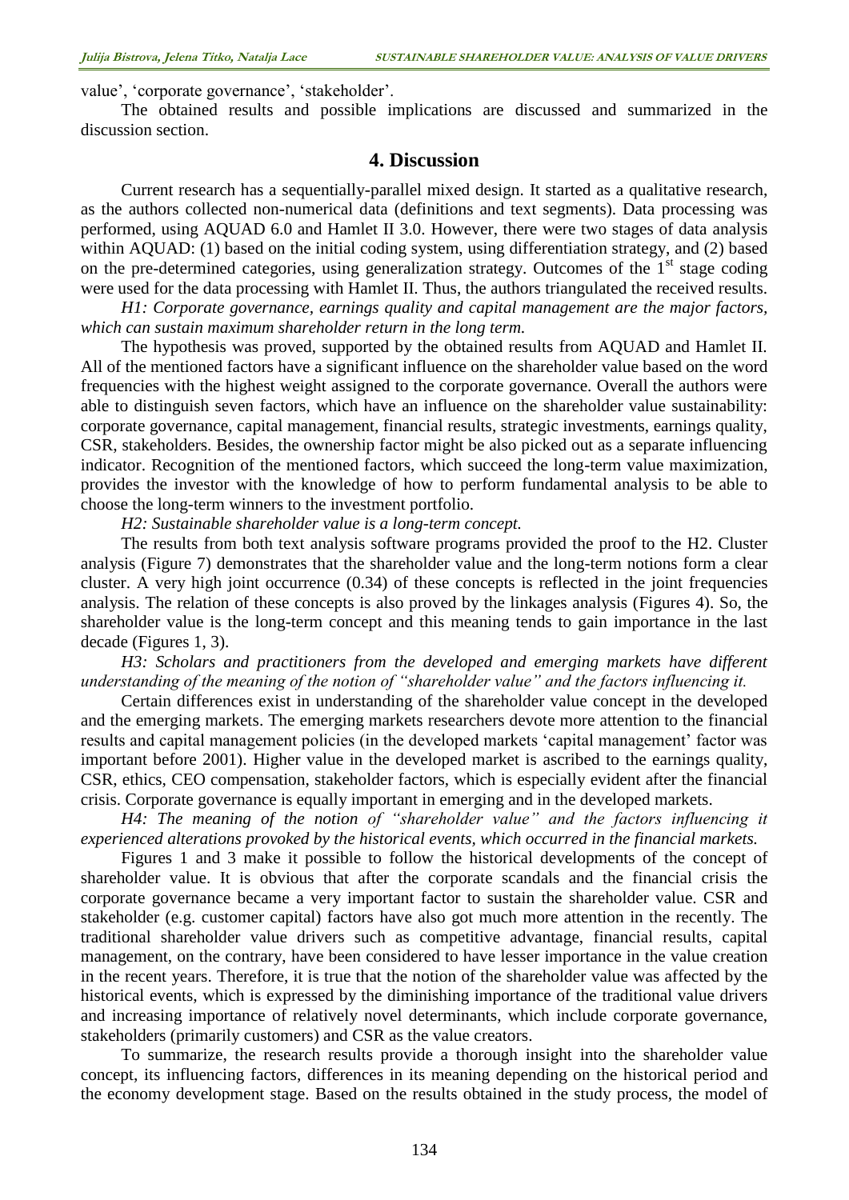value', 'corporate governance', 'stakeholder'.

The obtained results and possible implications are discussed and summarized in the discussion section.

## 4. Discussion

Current research has a sequentially-parallel mixed design. It started as a qualitative research, as the authors collected non-numerical data (definitions and text segments). Data processing was performed, using AQUAD 6.0 and Hamlet II 3.0. However, there were two stages of data analysis within AQUAD: (1) based on the initial coding system, using differentiation strategy, and (2) based on the pre-determined categories, using generalization strategy. Outcomes of the 1st stage coding were used for the data processing with Hamlet II. Thus, the authors triangulated the received results.

*H1: Corporate governance, earnings quality and capital management are the major factors, which can sustain maximum shareholder return in the long term.*

The hypothesis was proved, supported by the obtained results from AQUAD and Hamlet II. All of the mentioned factors have a significant influence on the shareholder value based on the word frequencies with the highest weight assigned to the corporate governance. Overall the authors were able to distinguish seven factors, which have an influence on the shareholder value sustainability: corporate governance, capital management, financial results, strategic investments, earnings quality, CSR, stakeholders. Besides, the ownership factor might be also picked out as a separate influencing indicator. Recognition of the mentioned factors, which succeed the long-term value maximization, provides the investor with the knowledge of how to perform fundamental analysis to be able to choose the long-term winners to the investment portfolio.

*H2: Sustainable shareholder value is a long-term concept.*

The results from both text analysis software programs provided the proof to the H2. Cluster analysis (Figure 7) demonstrates that the shareholder value and the long-term notions form a clear cluster. A very high joint occurrence (0.34) of these concepts is reflected in the joint frequencies analysis. The relation of these concepts is also proved by the linkages analysis (Figures 4). So, the shareholder value is the long-term concept and this meaning tends to gain importance in the last decade (Figures 1, 3).

*H3: Scholars and practitioners from the developed and emerging markets have different understanding of the meaning of the notion of "shareholder value" and the factors influencing it.*

Certain differences exist in understanding of the shareholder value concept in the developed and the emerging markets. The emerging markets researchers devote more attention to the financial results and capital management policies (in the developed markets 'capital management' factor was important before 2001). Higher value in the developed market is ascribed to the earnings quality, CSR, ethics, CEO compensation, stakeholder factors, which is especially evident after the financial crisis. Corporate governance is equally important in emerging and in the developed markets.

*H4: The meaning of the notion of "shareholder value" and the factors influencing it experienced alterations provoked by the historical events, which occurred in the financial markets.*

Figures 1 and 3 make it possible to follow the historical developments of the concept of shareholder value. It is obvious that after the corporate scandals and the financial crisis the corporate governance became a very important factor to sustain the shareholder value. CSR and stakeholder (e.g. customer capital) factors have also got much more attention in the recently. The traditional shareholder value drivers such as competitive advantage, financial results, capital management, on the contrary, have been considered to have lesser importance in the value creation in the recent years. Therefore, it is true that the notion of the shareholder value was affected by the historical events, which is expressed by the diminishing importance of the traditional value drivers and increasing importance of relatively novel determinants, which include corporate governance, stakeholders (primarily customers) and CSR as the value creators.

To summarize, the research results provide a thorough insight into the shareholder value concept, its influencing factors, differences in its meaning depending on the historical period and the economy development stage. Based on the results obtained in the study process, the model of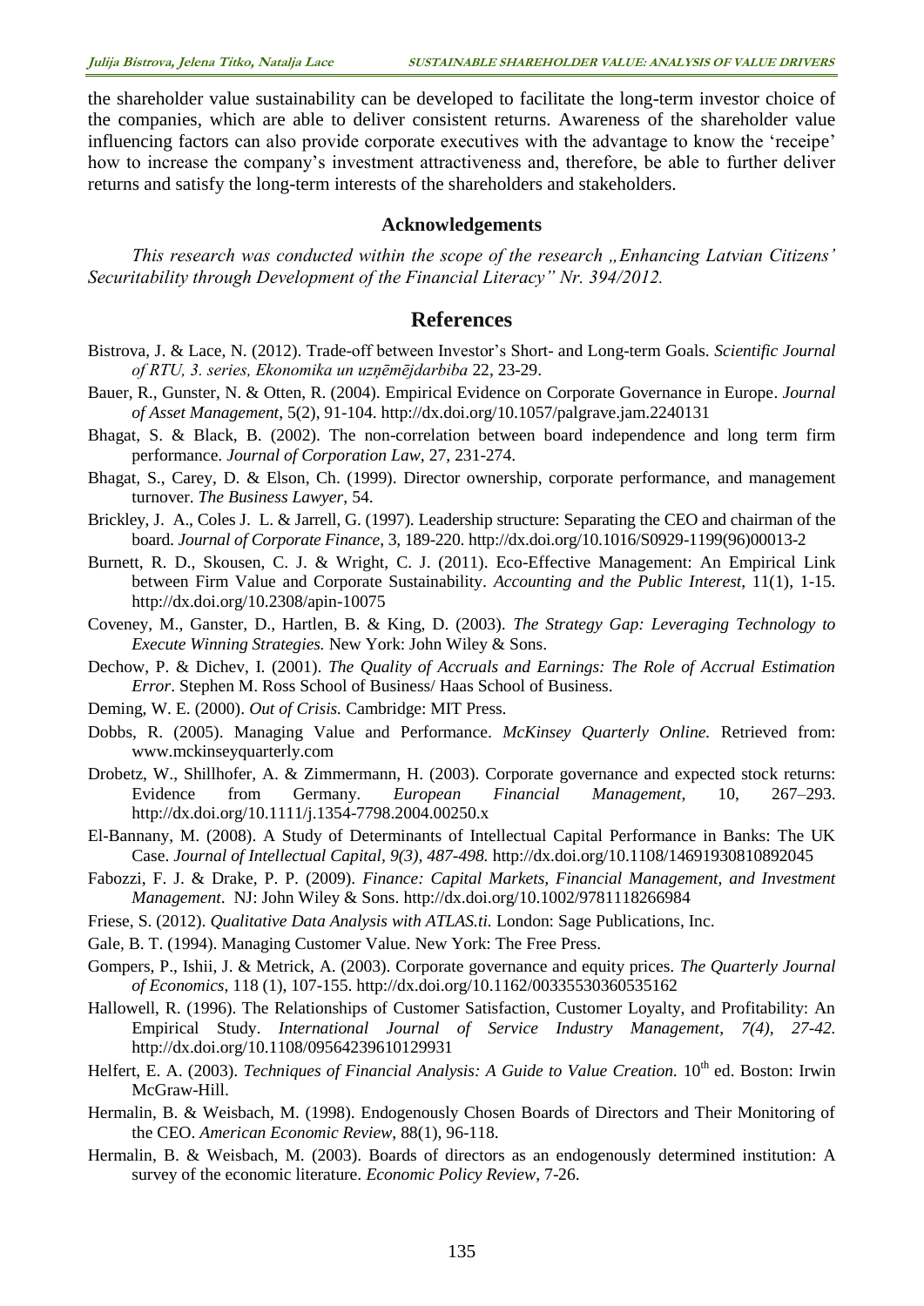the shareholder value sustainability can be developed to facilitate the long-term investor choice of the companies, which are able to deliver consistent returns. Awareness of the shareholder value influencing factors can also provide corporate executives with the advantage to know the 'receipe' how to increase the company's investment attractiveness and, therefore, be able to further deliver returns and satisfy the long-term interests of the shareholders and stakeholders.

### Acknowledgements

*This research was conducted within the scope of the research „Enhancing Latvian Citizens' Securitability through Development of the Financial Literacy" Nr. 394/2012.*

## References

Bistrova, J. & Lace, N. (2012). Trade-off between Investor's Short- and Long-term Goals. *Scientific Journal of RTU, 3. series, Ekonomika un uzņēmējdarbiba* 22, 23-29.

Bauer, R., Gunster, N. & Otten, R. (2004). Empirical Evidence on Corporate Governance in Europe. *Journal of Asset Management*, 5(2), 91-104. http://dx.doi.org/10.1057/palgrave.jam.2240131

Bhagat, S. & Black, B. (2002). The non-correlation between board independence and long term firm performance. *Journal of Corporation Law*, 27, 231-274.

Bhagat, S., Carey, D. & Elson, Ch. (1999). Director ownership, corporate performance, and management turnover. *The Business Lawyer*, 54.

Brickley, J. A., Coles J. L. & Jarrell, G. (1997). Leadership structure: Separating the CEO and chairman of the board. *Journal of Corporate Finance*, 3, 189-220. http://dx.doi.org/10.1016/S0929-1199(96)00013-2

Burnett, R. D., Skousen, C. J. & Wright, C. J. (2011). Eco-Effective Management: An Empirical Link between Firm Value and Corporate Sustainability. *Accounting and the Public Interest*, 11(1), 1-15. http://dx.doi.org/10.2308/apin-10075

Coveney, M., Ganster, D., Hartlen, B. & King, D. (2003). *The Strategy Gap: Leveraging Technology to Execute Winning Strategies.* New York: John Wiley & Sons.

Dechow, P. & Dichev, I. (2001). *The Quality of Accruals and Earnings: The Role of Accrual Estimation Error*. Stephen M. Ross School of Business/ Haas School of Business.

Deming, W. E. (2000). *Out of Crisis.* Cambridge: MIT Press.

Dobbs, R. (2005). Managing Value and Performance. *McKinsey Quarterly Online.* Retrieved from: www.mckinseyquarterly.com

Drobetz, W., Shillhofer, A. & Zimmermann, H. (2003). Corporate governance and expected stock returns: Evidence from Germany. *European Financial Management*, 10, 267–293. http://dx.doi.org/10.1111/j.1354-7798.2004.00250.x

El-Bannany, M. (2008). A Study of Determinants of Intellectual Capital Performance in Banks: The UK Case. *Journal of Intellectual Capital, 9(3), 487-498.* http://dx.doi.org/10.1108/14691930810892045

Fabozzi, F. J. & Drake, P. P. (2009). *Finance: Capital Markets, Financial Management, and Investment Management*. NJ: John Wiley & Sons. http://dx.doi.org/10.1002/9781118266984

Friese, S. (2012). *Qualitative Data Analysis with ATLAS.ti.* London: Sage Publications, Inc.

Gale, B. T. (1994). Managing Customer Value. New York: The Free Press.

Gompers, P., Ishii, J. & Metrick, A. (2003). Corporate governance and equity prices. *The Quarterly Journal of Economics*, 118 (1), 107-155. http://dx.doi.org/10.1162/00335530360535162

Hallowell, R. (1996). The Relationships of Customer Satisfaction, Customer Loyalty, and Profitability: An Empirical Study. *International Journal of Service Industry Management, 7(4), 27-42.* http://dx.doi.org/10.1108/09564239610129931

Helfert, E. A. (2003). *Techniques of Financial Analysis: A Guide to Value Creation.* 10th ed. Boston: Irwin McGraw-Hill.

Hermalin, B. & Weisbach, M. (1998). Endogenously Chosen Boards of Directors and Their Monitoring of the CEO. *American Economic Review*, 88(1), 96-118.

Hermalin, B. & Weisbach, M. (2003). Boards of directors as an endogenously determined institution: A survey of the economic literature. *Economic Policy Review*, 7-26.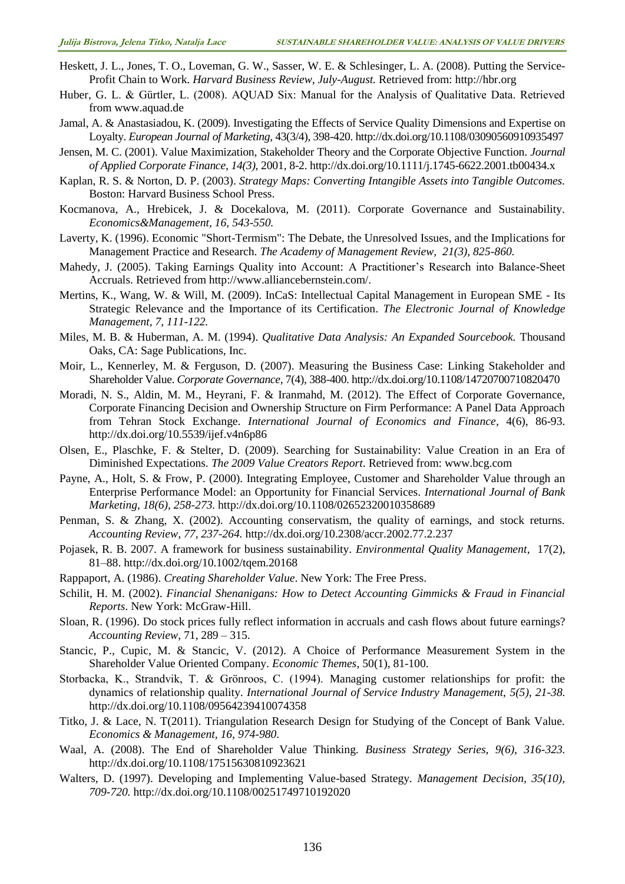Heskett, J. L., Jones, T. O., Loveman, G. W., Sasser, W. E. & Schlesinger, L. A. (2008). Putting the Service-Profit Chain to Work. *Harvard Business Review, July-August.* Retrieved from: http://hbr.org

Huber, G. L. & Gürtler, L. (2008). AQUAD Six: Manual for the Analysis of Qualitative Data. Retrieved from www.aquad.de

Jamal, A. & Anastasiadou, K. (2009). Investigating the Effects of Service Quality Dimensions and Expertise on Loyalty. *European Journal of Marketing*, 43(3/4), 398-420. http://dx.doi.org/10.1108/03090560910935497

Jensen, M. C. (2001). Value Maximization, Stakeholder Theory and the Corporate Objective Function. *Journal of Applied Corporate Finance, 14(3),* 2001, 8-2. http://dx.doi.org/10.1111/j.1745-6622.2001.tb00434.x

Kaplan, R. S. & Norton, D. P. (2003). *Strategy Maps: Converting Intangible Assets into Tangible Outcomes.* Boston: Harvard Business School Press.

Kocmanova, A., Hrebicek, J. & Docekalova, M. (2011). Corporate Governance and Sustainability. *Economics&Management, 16, 543-550.*

Laverty, K. (1996). Economic "Short-Termism": The Debate, the Unresolved Issues, and the Implications for Management Practice and Research. *The Academy of Management Review, 21(3), 825-860.*

Mahedy, J. (2005). Taking Earnings Quality into Account: A Practitioner's Research into Balance-Sheet Accruals. Retrieved from http://www.alliancebernstein.com/.

Mertins, K., Wang, W. & Will, M. (2009). InCaS: Intellectual Capital Management in European SME - Its Strategic Relevance and the Importance of its Certification. *The Electronic Journal of Knowledge Management, 7, 111-122.*

Miles, M. B. & Huberman, A. M. (1994). *Qualitative Data Analysis: An Expanded Sourcebook.* Thousand Oaks, CA: Sage Publications, Inc.

Moir, L., Kennerley, M. & Ferguson, D. (2007). Measuring the Business Case: Linking Stakeholder and Shareholder Value. *Corporate Governance*, 7(4), 388-400. http://dx.doi.org/10.1108/14720700710820470

Moradi, N. S., Aldin, M. M., Heyrani, F. & Iranmahd, M. (2012). The Effect of Corporate Governance, Corporate Financing Decision and Ownership Structure on Firm Performance: A Panel Data Approach from Tehran Stock Exchange. *International Journal of Economics and Finance,* 4(6), 86-93. http://dx.doi.org/10.5539/ijef.v4n6p86

Olsen, E., Plaschke, F. & Stelter, D. (2009). Searching for Sustainability: Value Creation in an Era of Diminished Expectations. *The 2009 Value Creators Report*. Retrieved from: www.bcg.com

Payne, A., Holt, S. & Frow, P. (2000). Integrating Employee, Customer and Shareholder Value through an Enterprise Performance Model: an Opportunity for Financial Services. *International Journal of Bank Marketing, 18(6), 258-273.* http://dx.doi.org/10.1108/02652320010358689

Penman, S. & Zhang, X. (2002). Accounting conservatism, the quality of earnings, and stock returns. *Accounting Review, 77, 237-264.* http://dx.doi.org/10.2308/accr.2002.77.2.237

Pojasek, R. B. 2007. A framework for business sustainability. *Environmental Quality Management*, 17(2), 81–88. http://dx.doi.org/10.1002/tqem.20168

Rappaport, A. (1986). *Creating Shareholder Value*. New York: The Free Press.

Schilit, H. M. (2002). *Financial Shenanigans: How to Detect Accounting Gimmicks & Fraud in Financial Reports*. New York: McGraw-Hill.

Sloan, R. (1996). Do stock prices fully reflect information in accruals and cash flows about future earnings? *Accounting Review*, 71, 289 – 315.

Stancic, P., Cupic, M. & Stancic, V. (2012). A Choice of Performance Measurement System in the Shareholder Value Oriented Company. *Economic Themes*, 50(1), 81-100.

Storbacka, K., Strandvik, T. & Grönroos, C. (1994). Managing customer relationships for profit: the dynamics of relationship quality. *International Journal of Service Industry Management, 5(5), 21-38.* http://dx.doi.org/10.1108/09564239410074358

Titko, J. & Lace, N. T(2011). Triangulation Research Design for Studying of the Concept of Bank Value. *Economics & Management, 16, 974-980.*

Waal, A. (2008). The End of Shareholder Value Thinking. *Business Strategy Series, 9(6), 316-323.* http://dx.doi.org/10.1108/17515630810923621

Walters, D. (1997). Developing and Implementing Value-based Strategy. *Management Decision, 35(10), 709-720.* http://dx.doi.org/10.1108/00251749710192020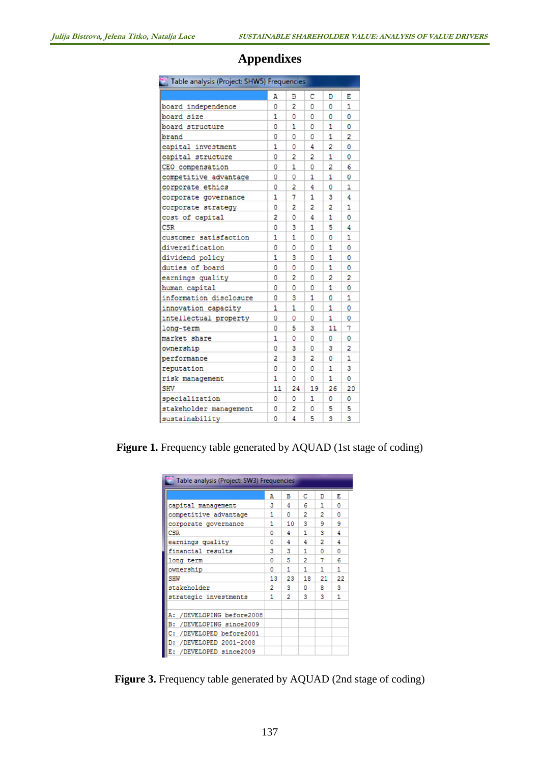# Appendixes

Table analysis (Project: SHW5) Frequencies

| | A | B | C | D | E |
|---|---|---|---|---|---|
| board independence | 0 | 2 | 0 | 0 | 1 |
| board size | 1 | 0 | 0 | 0 | 0 |
| board structure | 0 | 1 | 0 | 1 | 0 |
| brand | 0 | 0 | 0 | 1 | 2 |
| capital investment | 1 | 0 | 4 | 2 | 0 |
| capital structure | 0 | 2 | 2 | 1 | 0 |
| CEO compensation | 0 | 1 | 0 | 2 | 6 |
| competitive advantage | 0 | 0 | 1 | 1 | 0 |
| corporate ethics | 0 | 2 | 4 | 0 | 1 |
| corporate governance | 1 | 7 | 1 | 3 | 4 |
| corporate strategy | 0 | 2 | 2 | 2 | 1 |
| cost of capital | 2 | 0 | 4 | 1 | 0 |
| CSR | 0 | 3 | 1 | 5 | 4 |
| customer satisfaction | 1 | 1 | 0 | 0 | 1 |
| diversification | 0 | 0 | 0 | 1 | 0 |
| dividend policy | 1 | 3 | 0 | 1 | 0 |
| duties of board | 0 | 0 | 0 | 1 | 0 |
| earnings quality | 0 | 2 | 0 | 2 | 2 |
| human capital | 0 | 0 | 0 | 1 | 0 |
| information disclosure | 0 | 3 | 1 | 0 | 1 |
| innovation capacity | 1 | 1 | 0 | 1 | 0 |
| intellectual property | 0 | 0 | 0 | 1 | 0 |
| long-term | 0 | 5 | 3 | 11 | 7 |
| market share | 1 | 0 | 0 | 0 | 0 |
| ownership | 0 | 3 | 0 | 3 | 2 |
| performance | 2 | 3 | 2 | 0 | 1 |
| reputation | 0 | 0 | 0 | 1 | 3 |
| risk management | 1 | 0 | 0 | 1 | 0 |
| SHV | 11 | 24 | 19 | 26 | 20 |
| specialization | 0 | 0 | 1 | 0 | 0 |
| stakeholder management | 0 | 2 | 0 | 5 | 5 |
| sustainability | 0 | 4 | 5 | 3 | 3 |

**Figure 1.** Frequency table generated by AQUAD (1st stage of coding)

Table analysis (Project: SW3) Frequencies

| | A | B | C | D | E |
|---|---|---|---|---|---|
| capital management | 3 | 4 | 6 | 1 | 0 |
| competitive advantage | 1 | 0 | 2 | 2 | 0 |
| corporate governance | 1 | 10 | 3 | 9 | 9 |
| CSR | 0 | 4 | 1 | 3 | 4 |
| earnings quality | 0 | 4 | 4 | 2 | 4 |
| financial results | 3 | 3 | 1 | 0 | 0 |
| long term | 0 | 5 | 2 | 7 | 6 |
| ownership | 0 | 1 | 1 | 1 | 1 |
| SHW | 13 | 23 | 18 | 21 | 22 |
| stakeholder | 2 | 3 | 0 | 8 | 3 |
| strategic investments | 1 | 2 | 3 | 3 | 1 |
| | | | | | |
| A: /DEVELOPING before2008 | | | | | |
| B: /DEVELOPING since2009 | | | | | |
| C: /DEVELOPED before2001 | | | | | |
| D: /DEVELOPED 2001-2008 | | | | | |
| E: /DEVELOPED since2009 | | | | | |

**Figure 3.** Frequency table generated by AQUAD (2nd stage of coding)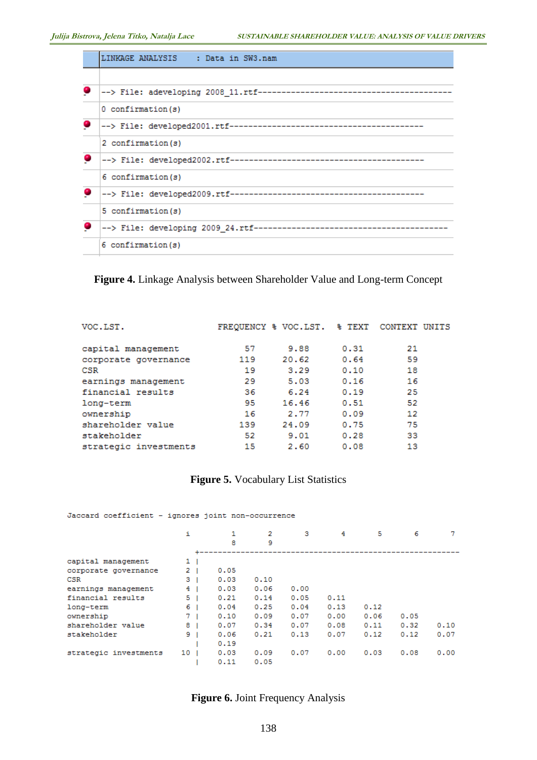```
LINKAGE ANALYSIS    : Data in SW3.nam

--> File: adeveloping 2008_11.rtf-----------------------------------------
0 confirmation(s)
--> File: developed2001.rtf-----------------------------------------
2 confirmation(s)
--> File: developed2002.rtf-----------------------------------------
6 confirmation(s)
--> File: developed2009.rtf-----------------------------------------
5 confirmation(s)
--> File: developing 2009_24.rtf-----------------------------------------
6 confirmation(s)
```

**Figure 4.** Linkage Analysis between Shareholder Value and Long-term Concept

| VOC.LST. | FREQUENCY | % VOC.LST. | % TEXT | CONTEXT UNITS |
|---|---|---|---|---|
| capital management | 57 | 9.88 | 0.31 | 21 |
| corporate governance | 119 | 20.62 | 0.64 | 59 |
| CSR | 19 | 3.29 | 0.10 | 18 |
| earnings management | 29 | 5.03 | 0.16 | 16 |
| financial results | 36 | 6.24 | 0.19 | 25 |
| long-term | 95 | 16.46 | 0.51 | 52 |
| ownership | 16 | 2.77 | 0.09 | 12 |
| shareholder value | 139 | 24.09 | 0.75 | 75 |
| stakeholder | 52 | 9.01 | 0.28 | 33 |
| strategic investments | 15 | 2.60 | 0.08 | 13 |

**Figure 5.** Vocabulary List Statistics

Jaccard coefficient – ignores joint non-occurrence

| | i | 1 | 2 | 3 | 4 | 5 | 6 | 7 | 8 | 9 |
|---|---|---|---|---|---|---|---|---|---|---|
| capital management | 1 | | | | | | | | | |
| corporate governance | 2 | 0.05 | | | | | | | | |
| CSR | 3 | 0.03 | 0.10 | | | | | | | |
| earnings management | 4 | 0.03 | 0.06 | 0.00 | | | | | | |
| financial results | 5 | 0.21 | 0.14 | 0.05 | 0.11 | | | | | |
| long-term | 6 | 0.04 | 0.25 | 0.04 | 0.13 | 0.12 | | | | |
| ownership | 7 | 0.10 | 0.09 | 0.07 | 0.00 | 0.06 | 0.05 | | | |
| shareholder value | 8 | 0.07 | 0.34 | 0.07 | 0.08 | 0.11 | 0.32 | 0.10 | | |
| stakeholder | 9 | 0.06 | 0.21 | 0.13 | 0.07 | 0.12 | 0.12 | 0.07 | 0.19 | |
| strategic investments | 10 | 0.03 | 0.09 | 0.07 | 0.00 | 0.03 | 0.08 | 0.00 | 0.11 | 0.05 |

**Figure 6.** Joint Frequency Analysis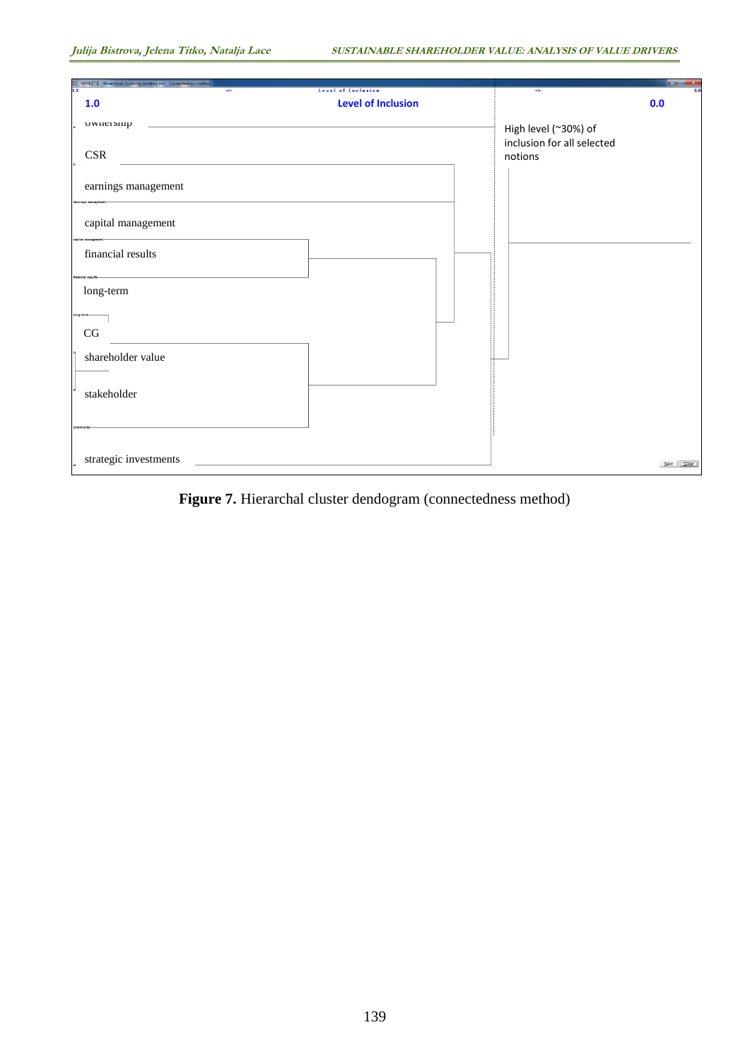1.0

Level of Inclusion

0.0

ownership

CSR

earnings management

capital management

financial results

long-term

CG

shareholder value

stakeholder

strategic investments

High level (~30%) of inclusion for all selected notions

**Figure 7.** Hierarchal cluster dendogram (connectedness method)